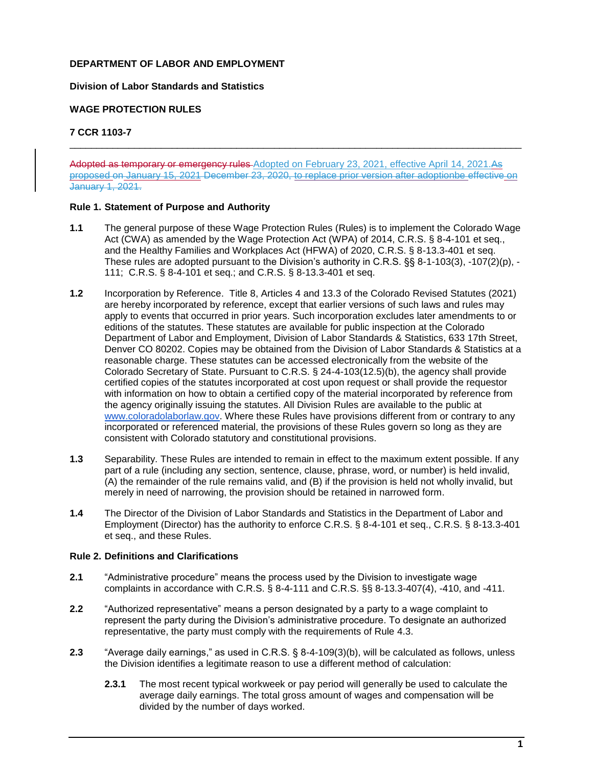**DEPARTMENT OF LABOR AND EMPLOYMENT**

**Division of Labor Standards and Statistics**

**WAGE PROTECTION RULES**

**7 CCR 1103-7**

---

Adopted as temporary or emergency rules Adopted on February 23, 2021, effective April 14, 2021.As proposed on January 15, 2021 December 23, 2020, to replace prior version after adoptionbe effective on January 1, 2021.

**Rule 1. Statement of Purpose and Authority**

**1.1** The general purpose of these Wage Protection Rules (Rules) is to implement the Colorado Wage Act (CWA) as amended by the Wage Protection Act (WPA) of 2014, C.R.S. § 8-4-101 et seq., and the Healthy Families and Workplaces Act (HFWA) of 2020, C.R.S. § 8-13.3-401 et seq. These rules are adopted pursuant to the Division's authority in C.R.S. §§ 8-1-103(3), -107(2)(p), -111; C.R.S. § 8-4-101 et seq.; and C.R.S. § 8-13.3-401 et seq.

**1.2** Incorporation by Reference. Title 8, Articles 4 and 13.3 of the Colorado Revised Statutes (2021) are hereby incorporated by reference, except that earlier versions of such laws and rules may apply to events that occurred in prior years. Such incorporation excludes later amendments to or editions of the statutes. These statutes are available for public inspection at the Colorado Department of Labor and Employment, Division of Labor Standards & Statistics, 633 17th Street, Denver CO 80202. Copies may be obtained from the Division of Labor Standards & Statistics at a reasonable charge. These statutes can be accessed electronically from the website of the Colorado Secretary of State. Pursuant to C.R.S. § 24-4-103(12.5)(b), the agency shall provide certified copies of the statutes incorporated at cost upon request or shall provide the requestor with information on how to obtain a certified copy of the material incorporated by reference from the agency originally issuing the statutes. All Division Rules are available to the public at www.coloradolaborlaw.gov. Where these Rules have provisions different from or contrary to any incorporated or referenced material, the provisions of these Rules govern so long as they are consistent with Colorado statutory and constitutional provisions.

**1.3** Separability. These Rules are intended to remain in effect to the maximum extent possible. If any part of a rule (including any section, sentence, clause, phrase, word, or number) is held invalid, (A) the remainder of the rule remains valid, and (B) if the provision is held not wholly invalid, but merely in need of narrowing, the provision should be retained in narrowed form.

**1.4** The Director of the Division of Labor Standards and Statistics in the Department of Labor and Employment (Director) has the authority to enforce C.R.S. § 8-4-101 et seq., C.R.S. § 8-13.3-401 et seq., and these Rules.

**Rule 2. Definitions and Clarifications**

**2.1** "Administrative procedure" means the process used by the Division to investigate wage complaints in accordance with C.R.S. § 8-4-111 and C.R.S. §§ 8-13.3-407(4), -410, and -411.

**2.2** "Authorized representative" means a person designated by a party to a wage complaint to represent the party during the Division's administrative procedure. To designate an authorized representative, the party must comply with the requirements of Rule 4.3.

**2.3** "Average daily earnings," as used in C.R.S. § 8-4-109(3)(b), will be calculated as follows, unless the Division identifies a legitimate reason to use a different method of calculation:

> **2.3.1** The most recent typical workweek or pay period will generally be used to calculate the average daily earnings. The total gross amount of wages and compensation will be divided by the number of days worked.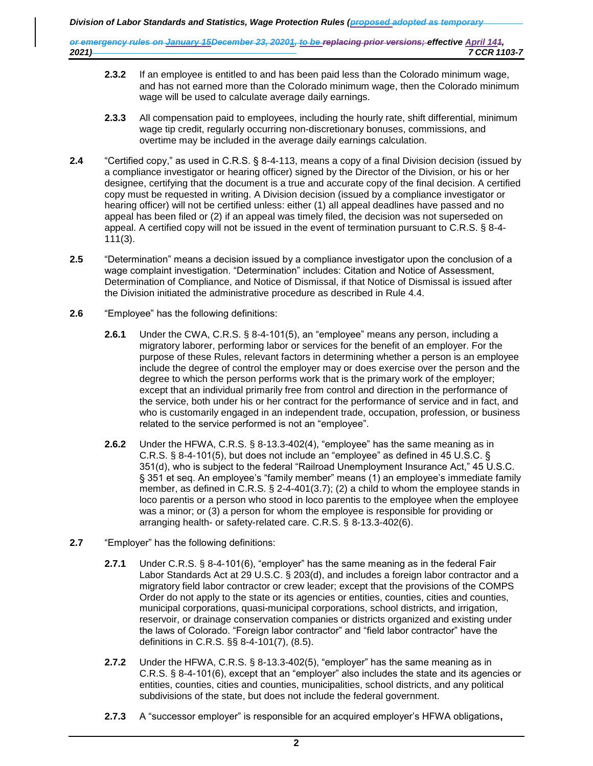**2.3.2** If an employee is entitled to and has been paid less than the Colorado minimum wage, and has not earned more than the Colorado minimum wage, then the Colorado minimum wage will be used to calculate average daily earnings.

**2.3.3** All compensation paid to employees, including the hourly rate, shift differential, minimum wage tip credit, regularly occurring non-discretionary bonuses, commissions, and overtime may be included in the average daily earnings calculation.

**2.4** "Certified copy," as used in C.R.S. § 8-4-113, means a copy of a final Division decision (issued by a compliance investigator or hearing officer) signed by the Director of the Division, or his or her designee, certifying that the document is a true and accurate copy of the final decision. A certified copy must be requested in writing. A Division decision (issued by a compliance investigator or hearing officer) will not be certified unless: either (1) all appeal deadlines have passed and no appeal has been filed or (2) if an appeal was timely filed, the decision was not superseded on appeal. A certified copy will not be issued in the event of termination pursuant to C.R.S. § 8-4-111(3).

**2.5** "Determination" means a decision issued by a compliance investigator upon the conclusion of a wage complaint investigation. "Determination" includes: Citation and Notice of Assessment, Determination of Compliance, and Notice of Dismissal, if that Notice of Dismissal is issued after the Division initiated the administrative procedure as described in Rule 4.4.

**2.6** "Employee" has the following definitions:

**2.6.1** Under the CWA, C.R.S. § 8-4-101(5), an "employee" means any person, including a migratory laborer, performing labor or services for the benefit of an employer. For the purpose of these Rules, relevant factors in determining whether a person is an employee include the degree of control the employer may or does exercise over the person and the degree to which the person performs work that is the primary work of the employer; except that an individual primarily free from control and direction in the performance of the service, both under his or her contract for the performance of service and in fact, and who is customarily engaged in an independent trade, occupation, profession, or business related to the service performed is not an "employee".

**2.6.2** Under the HFWA, C.R.S. § 8-13.3-402(4), "employee" has the same meaning as in C.R.S. § 8-4-101(5), but does not include an "employee" as defined in 45 U.S.C. § 351(d), who is subject to the federal "Railroad Unemployment Insurance Act," 45 U.S.C. § 351 et seq. An employee's "family member" means (1) an employee's immediate family member, as defined in C.R.S. § 2-4-401(3.7); (2) a child to whom the employee stands in loco parentis or a person who stood in loco parentis to the employee when the employee was a minor; or (3) a person for whom the employee is responsible for providing or arranging health- or safety-related care. C.R.S. § 8-13.3-402(6).

**2.7** "Employer" has the following definitions:

**2.7.1** Under C.R.S. § 8-4-101(6), "employer" has the same meaning as in the federal Fair Labor Standards Act at 29 U.S.C. § 203(d), and includes a foreign labor contractor and a migratory field labor contractor or crew leader; except that the provisions of the COMPS Order do not apply to the state or its agencies or entities, counties, cities and counties, municipal corporations, quasi-municipal corporations, school districts, and irrigation, reservoir, or drainage conservation companies or districts organized and existing under the laws of Colorado. "Foreign labor contractor" and "field labor contractor" have the definitions in C.R.S. §§ 8-4-101(7), (8.5).

**2.7.2** Under the HFWA, C.R.S. § 8-13.3-402(5), "employer" has the same meaning as in C.R.S. § 8-4-101(6), except that an "employer" also includes the state and its agencies or entities, counties, cities and counties, municipalities, school districts, and any political subdivisions of the state, but does not include the federal government.

**2.7.3** A "successor employer" is responsible for an acquired employer's HFWA obligations,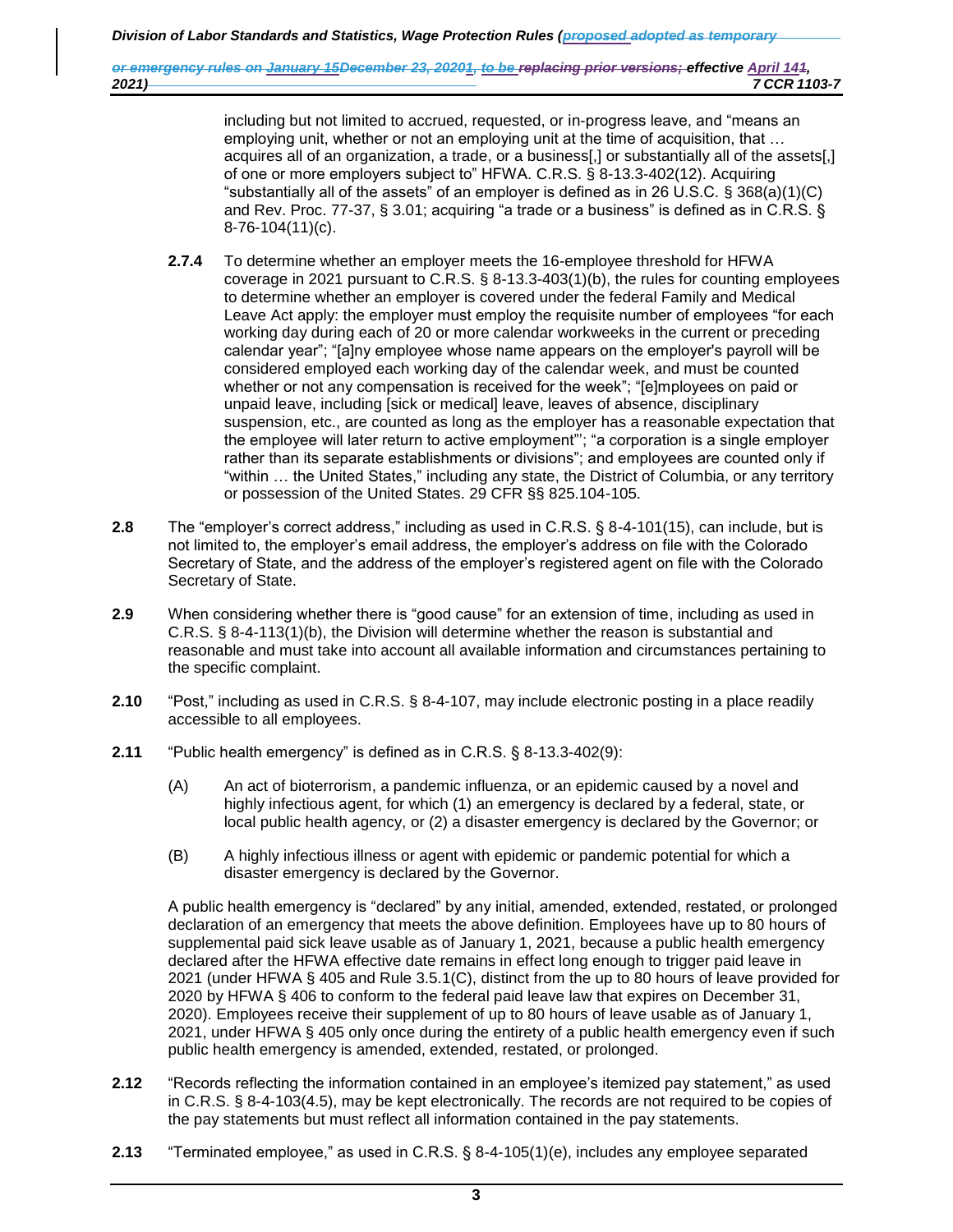including but not limited to accrued, requested, or in-progress leave, and "means an employing unit, whether or not an employing unit at the time of acquisition, that … acquires all of an organization, a trade, or a business[,] or substantially all of the assets[,] of one or more employers subject to" HFWA. C.R.S. § 8-13.3-402(12). Acquiring "substantially all of the assets" of an employer is defined as in 26 U.S.C. § 368(a)(1)(C) and Rev. Proc. 77-37, § 3.01; acquiring "a trade or a business" is defined as in C.R.S. § 8-76-104(11)(c).

**2.7.4** To determine whether an employer meets the 16-employee threshold for HFWA coverage in 2021 pursuant to C.R.S. § 8-13.3-403(1)(b), the rules for counting employees to determine whether an employer is covered under the federal Family and Medical Leave Act apply: the employer must employ the requisite number of employees "for each working day during each of 20 or more calendar workweeks in the current or preceding calendar year"; "[a]ny employee whose name appears on the employer's payroll will be considered employed each working day of the calendar week, and must be counted whether or not any compensation is received for the week"; "[e]mployees on paid or unpaid leave, including [sick or medical] leave, leaves of absence, disciplinary suspension, etc., are counted as long as the employer has a reasonable expectation that the employee will later return to active employment"; "a corporation is a single employer rather than its separate establishments or divisions"; and employees are counted only if "within … the United States," including any state, the District of Columbia, or any territory or possession of the United States. 29 CFR §§ 825.104-105.

**2.8** The "employer's correct address," including as used in C.R.S. § 8-4-101(15), can include, but is not limited to, the employer's email address, the employer's address on file with the Colorado Secretary of State, and the address of the employer's registered agent on file with the Colorado Secretary of State.

**2.9** When considering whether there is "good cause" for an extension of time, including as used in C.R.S. § 8-4-113(1)(b), the Division will determine whether the reason is substantial and reasonable and must take into account all available information and circumstances pertaining to the specific complaint.

**2.10** "Post," including as used in C.R.S. § 8-4-107, may include electronic posting in a place readily accessible to all employees.

**2.11** "Public health emergency" is defined as in C.R.S. § 8-13.3-402(9):

(A) An act of bioterrorism, a pandemic influenza, or an epidemic caused by a novel and highly infectious agent, for which (1) an emergency is declared by a federal, state, or local public health agency, or (2) a disaster emergency is declared by the Governor; or

(B) A highly infectious illness or agent with epidemic or pandemic potential for which a disaster emergency is declared by the Governor.

A public health emergency is "declared" by any initial, amended, extended, restated, or prolonged declaration of an emergency that meets the above definition. Employees have up to 80 hours of supplemental paid sick leave usable as of January 1, 2021, because a public health emergency declared after the HFWA effective date remains in effect long enough to trigger paid leave in 2021 (under HFWA § 405 and Rule 3.5.1(C), distinct from the up to 80 hours of leave provided for 2020 by HFWA § 406 to conform to the federal paid leave law that expires on December 31, 2020). Employees receive their supplement of up to 80 hours of leave usable as of January 1, 2021, under HFWA § 405 only once during the entirety of a public health emergency even if such public health emergency is amended, extended, restated, or prolonged.

**2.12** "Records reflecting the information contained in an employee's itemized pay statement," as used in C.R.S. § 8-4-103(4.5), may be kept electronically. The records are not required to be copies of the pay statements but must reflect all information contained in the pay statements.

**2.13** "Terminated employee," as used in C.R.S. § 8-4-105(1)(e), includes any employee separated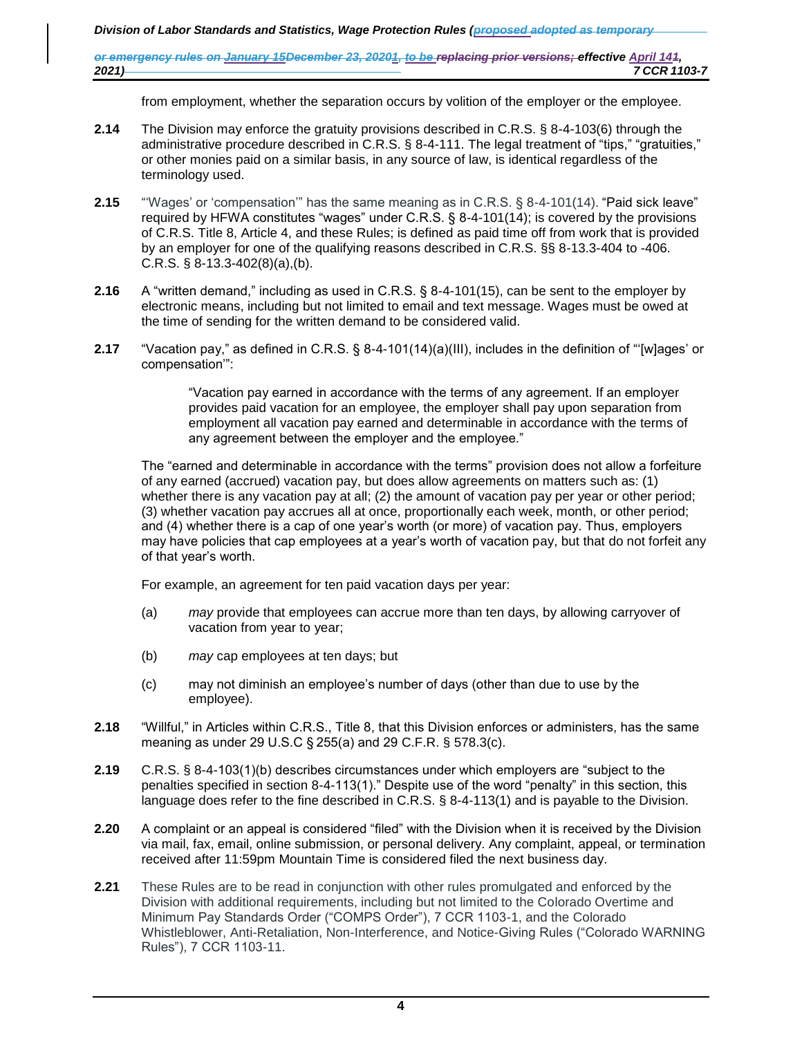from employment, whether the separation occurs by volition of the employer or the employee.

**2.14** The Division may enforce the gratuity provisions described in C.R.S. § 8-4-103(6) through the administrative procedure described in C.R.S. § 8-4-111. The legal treatment of "tips," "gratuities," or other monies paid on a similar basis, in any source of law, is identical regardless of the terminology used.

**2.15** "'Wages' or 'compensation'" has the same meaning as in C.R.S. § 8-4-101(14). "Paid sick leave" required by HFWA constitutes "wages" under C.R.S. § 8-4-101(14); is covered by the provisions of C.R.S. Title 8, Article 4, and these Rules; is defined as paid time off from work that is provided by an employer for one of the qualifying reasons described in C.R.S. §§ 8-13.3-404 to -406. C.R.S. § 8-13.3-402(8)(a),(b).

**2.16** A "written demand," including as used in C.R.S. § 8-4-101(15), can be sent to the employer by electronic means, including but not limited to email and text message. Wages must be owed at the time of sending for the written demand to be considered valid.

**2.17** "Vacation pay," as defined in C.R.S. § 8-4-101(14)(a)(III), includes in the definition of "'[w]ages' or compensation'":

> "Vacation pay earned in accordance with the terms of any agreement. If an employer provides paid vacation for an employee, the employer shall pay upon separation from employment all vacation pay earned and determinable in accordance with the terms of any agreement between the employer and the employee."

The "earned and determinable in accordance with the terms" provision does not allow a forfeiture of any earned (accrued) vacation pay, but does allow agreements on matters such as: (1) whether there is any vacation pay at all; (2) the amount of vacation pay per year or other period; (3) whether vacation pay accrues all at once, proportionally each week, month, or other period; and (4) whether there is a cap of one year's worth (or more) of vacation pay. Thus, employers may have policies that cap employees at a year's worth of vacation pay, but that do not forfeit any of that year's worth.

For example, an agreement for ten paid vacation days per year:

(a) *may* provide that employees can accrue more than ten days, by allowing carryover of vacation from year to year;

(b) *may* cap employees at ten days; but

(c) may not diminish an employee's number of days (other than due to use by the employee).

**2.18** "Willful," in Articles within C.R.S., Title 8, that this Division enforces or administers, has the same meaning as under 29 U.S.C § 255(a) and 29 C.F.R. § 578.3(c).

**2.19** C.R.S. § 8-4-103(1)(b) describes circumstances under which employers are "subject to the penalties specified in section 8-4-113(1)." Despite use of the word "penalty" in this section, this language does refer to the fine described in C.R.S. § 8-4-113(1) and is payable to the Division.

**2.20** A complaint or an appeal is considered "filed" with the Division when it is received by the Division via mail, fax, email, online submission, or personal delivery. Any complaint, appeal, or termination received after 11:59pm Mountain Time is considered filed the next business day.

**2.21** These Rules are to be read in conjunction with other rules promulgated and enforced by the Division with additional requirements, including but not limited to the Colorado Overtime and Minimum Pay Standards Order ("COMPS Order"), 7 CCR 1103-1, and the Colorado Whistleblower, Anti-Retaliation, Non-Interference, and Notice-Giving Rules ("Colorado WARNING Rules"), 7 CCR 1103-11.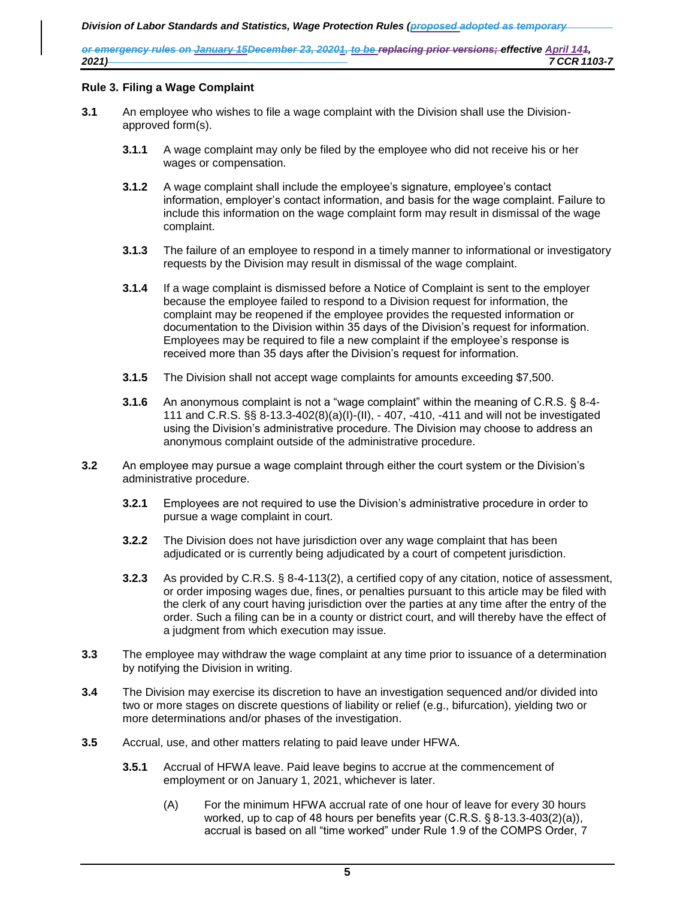## Rule 3. Filing a Wage Complaint

**3.1** An employee who wishes to file a wage complaint with the Division shall use the Division-approved form(s).

**3.1.1** A wage complaint may only be filed by the employee who did not receive his or her wages or compensation.

**3.1.2** A wage complaint shall include the employee's signature, employee's contact information, employer's contact information, and basis for the wage complaint. Failure to include this information on the wage complaint form may result in dismissal of the wage complaint.

**3.1.3** The failure of an employee to respond in a timely manner to informational or investigatory requests by the Division may result in dismissal of the wage complaint.

**3.1.4** If a wage complaint is dismissed before a Notice of Complaint is sent to the employer because the employee failed to respond to a Division request for information, the complaint may be reopened if the employee provides the requested information or documentation to the Division within 35 days of the Division's request for information. Employees may be required to file a new complaint if the employee's response is received more than 35 days after the Division's request for information.

**3.1.5** The Division shall not accept wage complaints for amounts exceeding $7,500.

**3.1.6** An anonymous complaint is not a "wage complaint" within the meaning of C.R.S. § 8-4-111 and C.R.S. §§ 8-13.3-402(8)(a)(I)-(II), - 407, -410, -411 and will not be investigated using the Division's administrative procedure. The Division may choose to address an anonymous complaint outside of the administrative procedure.

**3.2** An employee may pursue a wage complaint through either the court system or the Division's administrative procedure.

**3.2.1** Employees are not required to use the Division's administrative procedure in order to pursue a wage complaint in court.

**3.2.2** The Division does not have jurisdiction over any wage complaint that has been adjudicated or is currently being adjudicated by a court of competent jurisdiction.

**3.2.3** As provided by C.R.S. § 8-4-113(2), a certified copy of any citation, notice of assessment, or order imposing wages due, fines, or penalties pursuant to this article may be filed with the clerk of any court having jurisdiction over the parties at any time after the entry of the order. Such a filing can be in a county or district court, and will thereby have the effect of a judgment from which execution may issue.

**3.3** The employee may withdraw the wage complaint at any time prior to issuance of a determination by notifying the Division in writing.

**3.4** The Division may exercise its discretion to have an investigation sequenced and/or divided into two or more stages on discrete questions of liability or relief (e.g., bifurcation), yielding two or more determinations and/or phases of the investigation.

**3.5** Accrual, use, and other matters relating to paid leave under HFWA.

**3.5.1** Accrual of HFWA leave. Paid leave begins to accrue at the commencement of employment or on January 1, 2021, whichever is later.

(A) For the minimum HFWA accrual rate of one hour of leave for every 30 hours worked, up to cap of 48 hours per benefits year (C.R.S. § 8-13.3-403(2)(a)), accrual is based on all "time worked" under Rule 1.9 of the COMPS Order, 7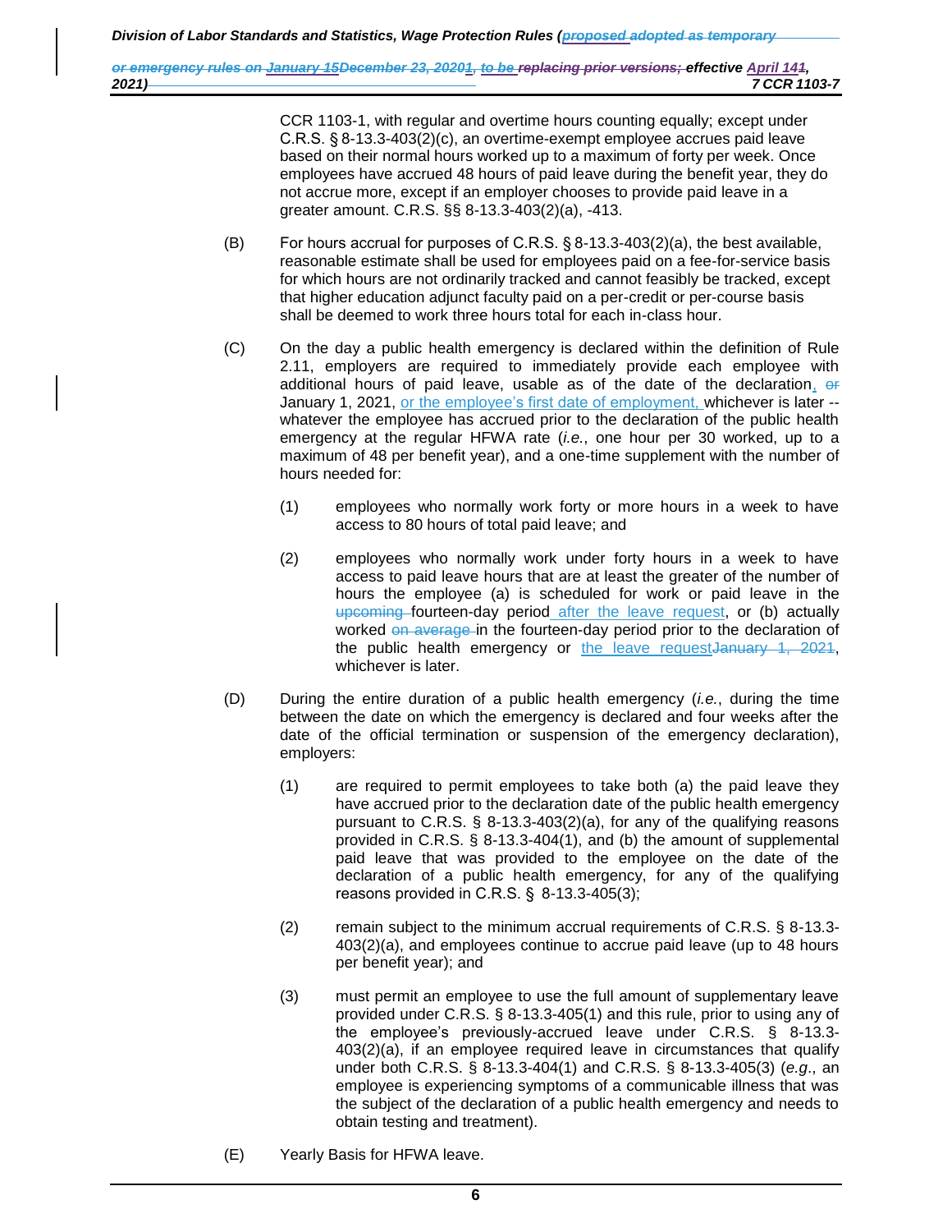CCR 1103-1, with regular and overtime hours counting equally; except under C.R.S. § 8-13.3-403(2)(c), an overtime-exempt employee accrues paid leave based on their normal hours worked up to a maximum of forty per week. Once employees have accrued 48 hours of paid leave during the benefit year, they do not accrue more, except if an employer chooses to provide paid leave in a greater amount. C.R.S. §§ 8-13.3-403(2)(a), -413.

(B) For hours accrual for purposes of C.R.S. § 8-13.3-403(2)(a), the best available, reasonable estimate shall be used for employees paid on a fee-for-service basis for which hours are not ordinarily tracked and cannot feasibly be tracked, except that higher education adjunct faculty paid on a per-credit or per-course basis shall be deemed to work three hours total for each in-class hour.

(C) On the day a public health emergency is declared within the definition of Rule 2.11, employers are required to immediately provide each employee with additional hours of paid leave, usable as of the date of the declaration, ~~or~~ January 1, 2021, or the employee's first date of employment, whichever is later -- whatever the employee has accrued prior to the declaration of the public health emergency at the regular HFWA rate (*i.e.*, one hour per 30 worked, up to a maximum of 48 per benefit year), and a one-time supplement with the number of hours needed for:

(1) employees who normally work forty or more hours in a week to have access to 80 hours of total paid leave; and

(2) employees who normally work under forty hours in a week to have access to paid leave hours that are at least the greater of the number of hours the employee (a) is scheduled for work or paid leave in the ~~upcoming~~ fourteen-day period after the leave request, or (b) actually worked ~~on average~~ in the fourteen-day period prior to the declaration of the public health emergency or the leave request~~January 1, 2021~~, whichever is later.

(D) During the entire duration of a public health emergency (*i.e.*, during the time between the date on which the emergency is declared and four weeks after the date of the official termination or suspension of the emergency declaration), employers:

(1) are required to permit employees to take both (a) the paid leave they have accrued prior to the declaration date of the public health emergency pursuant to C.R.S. § 8-13.3-403(2)(a), for any of the qualifying reasons provided in C.R.S. § 8-13.3-404(1), and (b) the amount of supplemental paid leave that was provided to the employee on the date of the declaration of a public health emergency, for any of the qualifying reasons provided in C.R.S. § 8-13.3-405(3);

(2) remain subject to the minimum accrual requirements of C.R.S. § 8-13.3-403(2)(a), and employees continue to accrue paid leave (up to 48 hours per benefit year); and

(3) must permit an employee to use the full amount of supplementary leave provided under C.R.S. § 8-13.3-405(1) and this rule, prior to using any of the employee's previously-accrued leave under C.R.S. § 8-13.3-403(2)(a), if an employee required leave in circumstances that qualify under both C.R.S. § 8-13.3-404(1) and C.R.S. § 8-13.3-405(3) (*e.g.*, an employee is experiencing symptoms of a communicable illness that was the subject of the declaration of a public health emergency and needs to obtain testing and treatment).

(E) Yearly Basis for HFWA leave.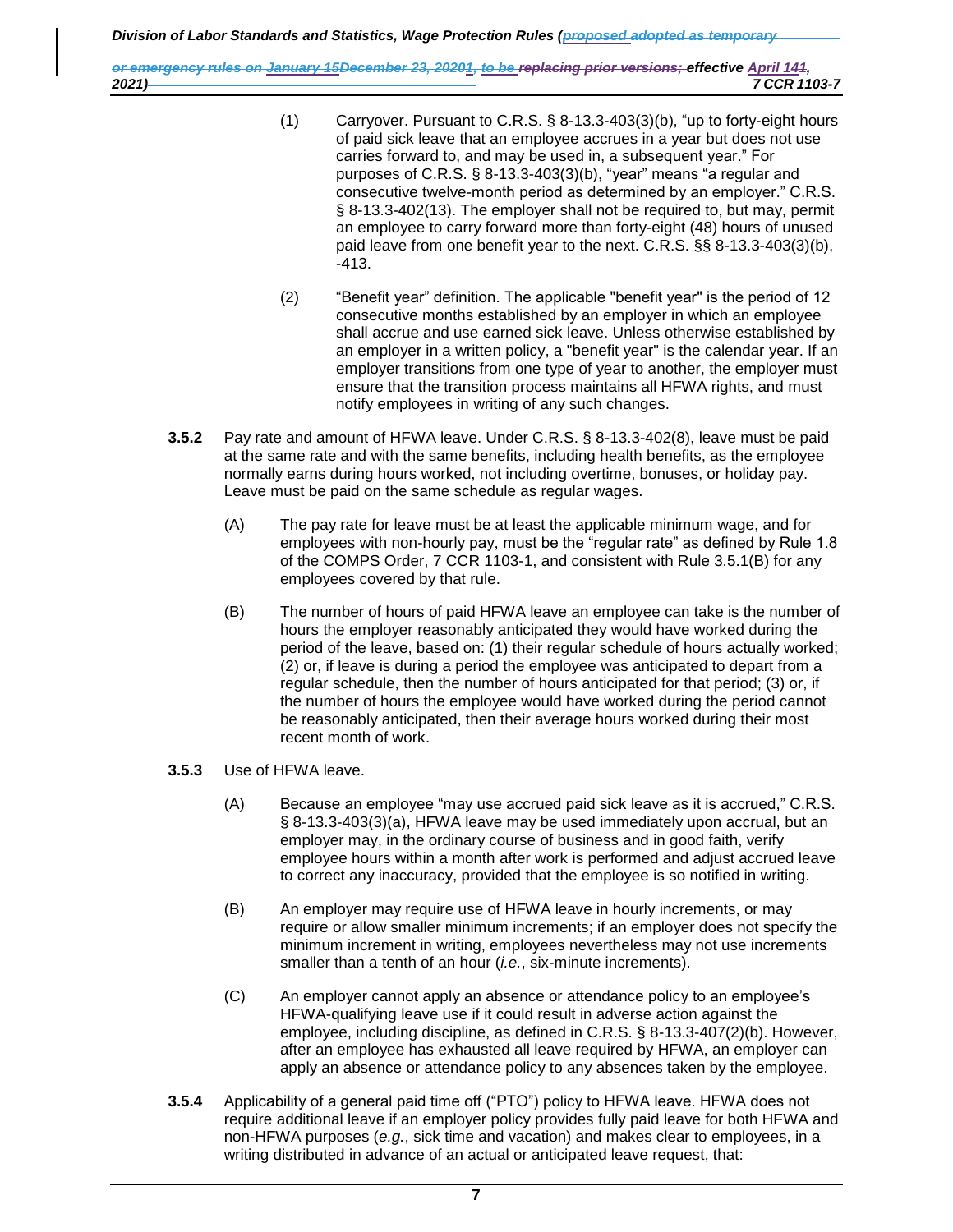(1) Carryover. Pursuant to C.R.S. § 8-13.3-403(3)(b), "up to forty-eight hours of paid sick leave that an employee accrues in a year but does not use carries forward to, and may be used in, a subsequent year." For purposes of C.R.S. § 8-13.3-403(3)(b), "year" means "a regular and consecutive twelve-month period as determined by an employer." C.R.S. § 8-13.3-402(13). The employer shall not be required to, but may, permit an employee to carry forward more than forty-eight (48) hours of unused paid leave from one benefit year to the next. C.R.S. §§ 8-13.3-403(3)(b), -413.

(2) "Benefit year" definition. The applicable "benefit year" is the period of 12 consecutive months established by an employer in which an employee shall accrue and use earned sick leave. Unless otherwise established by an employer in a written policy, a "benefit year" is the calendar year. If an employer transitions from one type of year to another, the employer must ensure that the transition process maintains all HFWA rights, and must notify employees in writing of any such changes.

**3.5.2** Pay rate and amount of HFWA leave. Under C.R.S. § 8-13.3-402(8), leave must be paid at the same rate and with the same benefits, including health benefits, as the employee normally earns during hours worked, not including overtime, bonuses, or holiday pay. Leave must be paid on the same schedule as regular wages.

(A) The pay rate for leave must be at least the applicable minimum wage, and for employees with non-hourly pay, must be the "regular rate" as defined by Rule 1.8 of the COMPS Order, 7 CCR 1103-1, and consistent with Rule 3.5.1(B) for any employees covered by that rule.

(B) The number of hours of paid HFWA leave an employee can take is the number of hours the employer reasonably anticipated they would have worked during the period of the leave, based on: (1) their regular schedule of hours actually worked; (2) or, if leave is during a period the employee was anticipated to depart from a regular schedule, then the number of hours anticipated for that period; (3) or, if the number of hours the employee would have worked during the period cannot be reasonably anticipated, then their average hours worked during their most recent month of work.

**3.5.3** Use of HFWA leave.

(A) Because an employee "may use accrued paid sick leave as it is accrued," C.R.S. § 8-13.3-403(3)(a), HFWA leave may be used immediately upon accrual, but an employer may, in the ordinary course of business and in good faith, verify employee hours within a month after work is performed and adjust accrued leave to correct any inaccuracy, provided that the employee is so notified in writing.

(B) An employer may require use of HFWA leave in hourly increments, or may require or allow smaller minimum increments; if an employer does not specify the minimum increment in writing, employees nevertheless may not use increments smaller than a tenth of an hour (*i.e.*, six-minute increments).

(C) An employer cannot apply an absence or attendance policy to an employee's HFWA-qualifying leave use if it could result in adverse action against the employee, including discipline, as defined in C.R.S. § 8-13.3-407(2)(b). However, after an employee has exhausted all leave required by HFWA, an employer can apply an absence or attendance policy to any absences taken by the employee.

**3.5.4** Applicability of a general paid time off ("PTO") policy to HFWA leave. HFWA does not require additional leave if an employer policy provides fully paid leave for both HFWA and non-HFWA purposes (*e.g.*, sick time and vacation) and makes clear to employees, in a writing distributed in advance of an actual or anticipated leave request, that: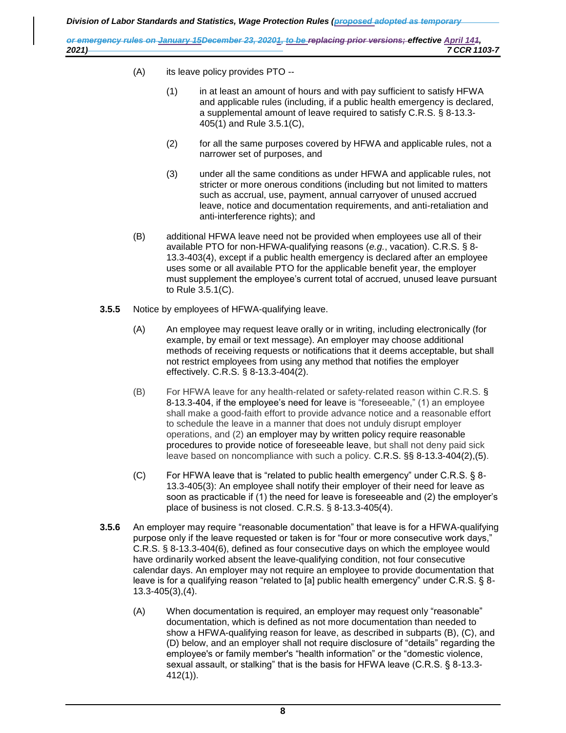- (A) its leave policy provides PTO --
  - (1) in at least an amount of hours and with pay sufficient to satisfy HFWA and applicable rules (including, if a public health emergency is declared, a supplemental amount of leave required to satisfy C.R.S. § 8-13.3-405(1) and Rule 3.5.1(C),
  - (2) for all the same purposes covered by HFWA and applicable rules, not a narrower set of purposes, and
  - (3) under all the same conditions as under HFWA and applicable rules, not stricter or more onerous conditions (including but not limited to matters such as accrual, use, payment, annual carryover of unused accrued leave, notice and documentation requirements, and anti-retaliation and anti-interference rights); and
- (B) additional HFWA leave need not be provided when employees use all of their available PTO for non-HFWA-qualifying reasons (*e.g.*, vacation). C.R.S. § 8-13.3-403(4), except if a public health emergency is declared after an employee uses some or all available PTO for the applicable benefit year, the employer must supplement the employee's current total of accrued, unused leave pursuant to Rule 3.5.1(C).

**3.5.5** Notice by employees of HFWA-qualifying leave.

- (A) An employee may request leave orally or in writing, including electronically (for example, by email or text message). An employer may choose additional methods of receiving requests or notifications that it deems acceptable, but shall not restrict employees from using any method that notifies the employer effectively. C.R.S. § 8-13.3-404(2).
- (B) For HFWA leave for any health-related or safety-related reason within C.R.S. § 8-13.3-404, if the employee's need for leave is "foreseeable," (1) an employee shall make a good-faith effort to provide advance notice and a reasonable effort to schedule the leave in a manner that does not unduly disrupt employer operations, and (2) an employer may by written policy require reasonable procedures to provide notice of foreseeable leave, but shall not deny paid sick leave based on noncompliance with such a policy. C.R.S. §§ 8-13.3-404(2),(5).
- (C) For HFWA leave that is "related to public health emergency" under C.R.S. § 8-13.3-405(3): An employee shall notify their employer of their need for leave as soon as practicable if (1) the need for leave is foreseeable and (2) the employer's place of business is not closed. C.R.S. § 8-13.3-405(4).

**3.5.6** An employer may require "reasonable documentation" that leave is for a HFWA-qualifying purpose only if the leave requested or taken is for "four or more consecutive work days," C.R.S. § 8-13.3-404(6), defined as four consecutive days on which the employee would have ordinarily worked absent the leave-qualifying condition, not four consecutive calendar days. An employer may not require an employee to provide documentation that leave is for a qualifying reason "related to [a] public health emergency" under C.R.S. § 8-13.3-405(3),(4).

- (A) When documentation is required, an employer may request only "reasonable" documentation, which is defined as not more documentation than needed to show a HFWA-qualifying reason for leave, as described in subparts (B), (C), and (D) below, and an employer shall not require disclosure of "details" regarding the employee's or family member's "health information" or the "domestic violence, sexual assault, or stalking" that is the basis for HFWA leave (C.R.S. § 8-13.3-412(1)).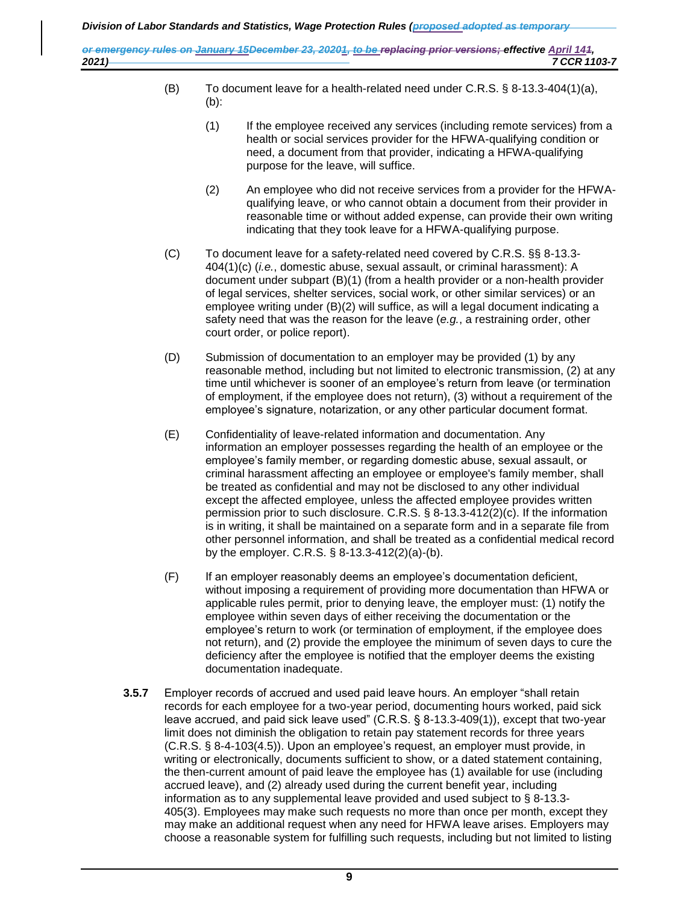(B) To document leave for a health-related need under C.R.S. § 8-13.3-404(1)(a), (b):

(1) If the employee received any services (including remote services) from a health or social services provider for the HFWA-qualifying condition or need, a document from that provider, indicating a HFWA-qualifying purpose for the leave, will suffice.

(2) An employee who did not receive services from a provider for the HFWA-qualifying leave, or who cannot obtain a document from their provider in reasonable time or without added expense, can provide their own writing indicating that they took leave for a HFWA-qualifying purpose.

(C) To document leave for a safety-related need covered by C.R.S. §§ 8-13.3-404(1)(c) (*i.e.*, domestic abuse, sexual assault, or criminal harassment): A document under subpart (B)(1) (from a health provider or a non-health provider of legal services, shelter services, social work, or other similar services) or an employee writing under (B)(2) will suffice, as will a legal document indicating a safety need that was the reason for the leave (*e.g.*, a restraining order, other court order, or police report).

(D) Submission of documentation to an employer may be provided (1) by any reasonable method, including but not limited to electronic transmission, (2) at any time until whichever is sooner of an employee's return from leave (or termination of employment, if the employee does not return), (3) without a requirement of the employee's signature, notarization, or any other particular document format.

(E) Confidentiality of leave-related information and documentation. Any information an employer possesses regarding the health of an employee or the employee's family member, or regarding domestic abuse, sexual assault, or criminal harassment affecting an employee or employee's family member, shall be treated as confidential and may not be disclosed to any other individual except the affected employee, unless the affected employee provides written permission prior to such disclosure. C.R.S. § 8-13.3-412(2)(c). If the information is in writing, it shall be maintained on a separate form and in a separate file from other personnel information, and shall be treated as a confidential medical record by the employer. C.R.S. § 8-13.3-412(2)(a)-(b).

(F) If an employer reasonably deems an employee's documentation deficient, without imposing a requirement of providing more documentation than HFWA or applicable rules permit, prior to denying leave, the employer must: (1) notify the employee within seven days of either receiving the documentation or the employee's return to work (or termination of employment, if the employee does not return), and (2) provide the employee the minimum of seven days to cure the deficiency after the employee is notified that the employer deems the existing documentation inadequate.

**3.5.7** Employer records of accrued and used paid leave hours. An employer "shall retain records for each employee for a two-year period, documenting hours worked, paid sick leave accrued, and paid sick leave used" (C.R.S. § 8-13.3-409(1)), except that two-year limit does not diminish the obligation to retain pay statement records for three years (C.R.S. § 8-4-103(4.5)). Upon an employee's request, an employer must provide, in writing or electronically, documents sufficient to show, or a dated statement containing, the then-current amount of paid leave the employee has (1) available for use (including accrued leave), and (2) already used during the current benefit year, including information as to any supplemental leave provided and used subject to § 8-13.3-405(3). Employees may make such requests no more than once per month, except they may make an additional request when any need for HFWA leave arises. Employers may choose a reasonable system for fulfilling such requests, including but not limited to listing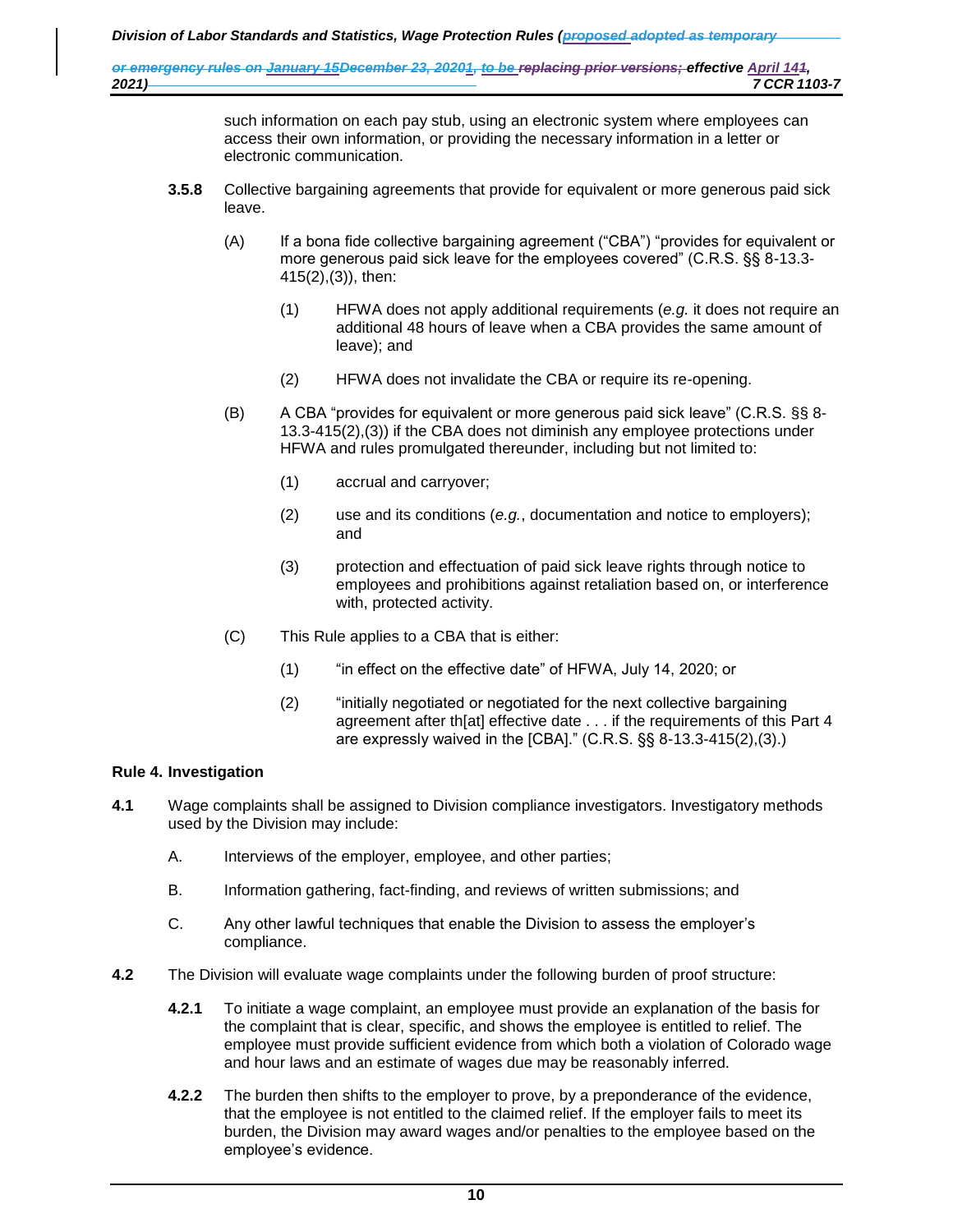such information on each pay stub, using an electronic system where employees can access their own information, or providing the necessary information in a letter or electronic communication.

**3.5.8** Collective bargaining agreements that provide for equivalent or more generous paid sick leave.

(A) If a bona fide collective bargaining agreement ("CBA") "provides for equivalent or more generous paid sick leave for the employees covered" (C.R.S. §§ 8-13.3-415(2),(3)), then:

(1) HFWA does not apply additional requirements (*e.g.* it does not require an additional 48 hours of leave when a CBA provides the same amount of leave); and

(2) HFWA does not invalidate the CBA or require its re-opening.

(B) A CBA "provides for equivalent or more generous paid sick leave" (C.R.S. §§ 8-13.3-415(2),(3)) if the CBA does not diminish any employee protections under HFWA and rules promulgated thereunder, including but not limited to:

(1) accrual and carryover;

(2) use and its conditions (*e.g.*, documentation and notice to employers); and

(3) protection and effectuation of paid sick leave rights through notice to employees and prohibitions against retaliation based on, or interference with, protected activity.

(C) This Rule applies to a CBA that is either:

(1) "in effect on the effective date" of HFWA, July 14, 2020; or

(2) "initially negotiated or negotiated for the next collective bargaining agreement after th[at] effective date . . . if the requirements of this Part 4 are expressly waived in the [CBA]." (C.R.S. §§ 8-13.3-415(2),(3).)

## Rule 4. Investigation

**4.1** Wage complaints shall be assigned to Division compliance investigators. Investigatory methods used by the Division may include:

A. Interviews of the employer, employee, and other parties;

B. Information gathering, fact-finding, and reviews of written submissions; and

C. Any other lawful techniques that enable the Division to assess the employer's compliance.

**4.2** The Division will evaluate wage complaints under the following burden of proof structure:

**4.2.1** To initiate a wage complaint, an employee must provide an explanation of the basis for the complaint that is clear, specific, and shows the employee is entitled to relief. The employee must provide sufficient evidence from which both a violation of Colorado wage and hour laws and an estimate of wages due may be reasonably inferred.

**4.2.2** The burden then shifts to the employer to prove, by a preponderance of the evidence, that the employee is not entitled to the claimed relief. If the employer fails to meet its burden, the Division may award wages and/or penalties to the employee based on the employee's evidence.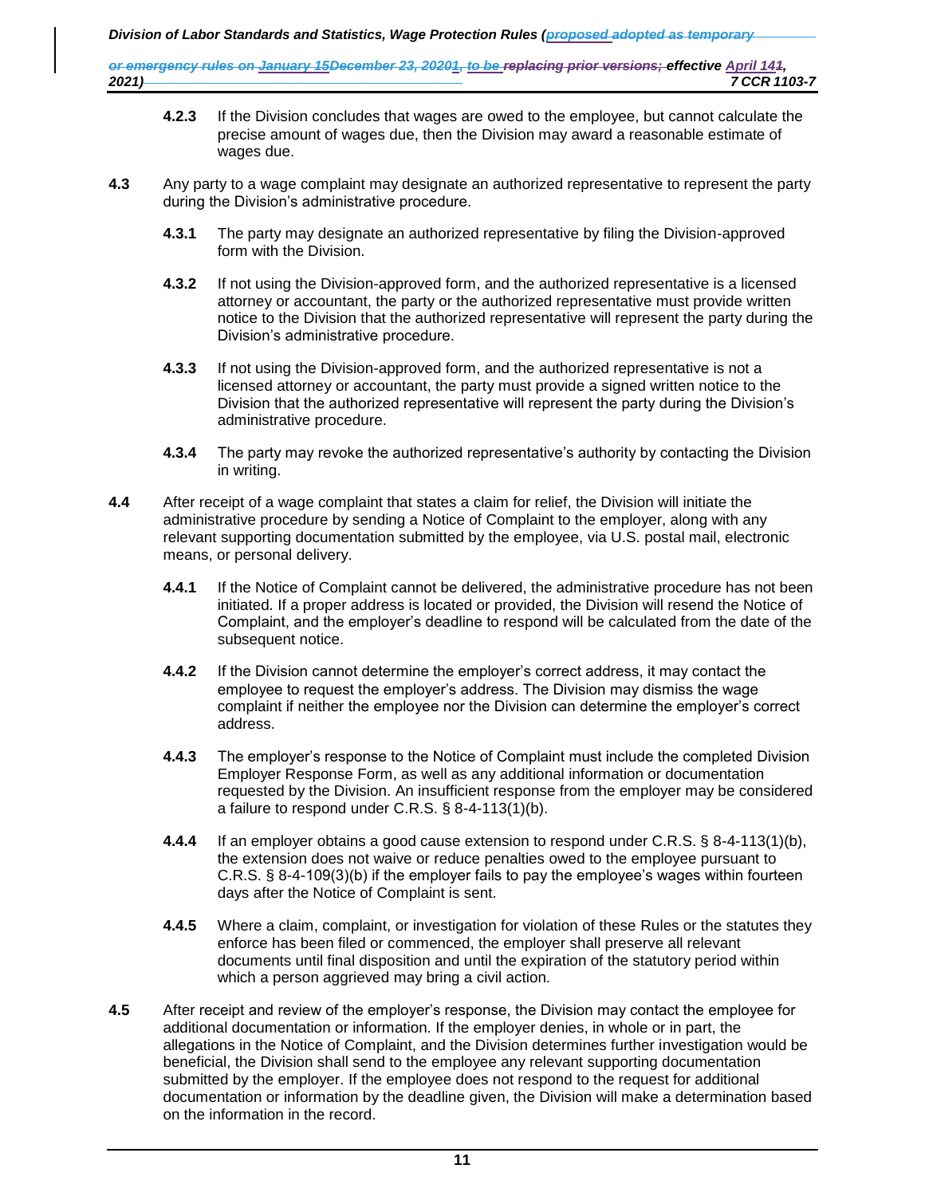**4.2.3** If the Division concludes that wages are owed to the employee, but cannot calculate the precise amount of wages due, then the Division may award a reasonable estimate of wages due.

**4.3** Any party to a wage complaint may designate an authorized representative to represent the party during the Division's administrative procedure.

**4.3.1** The party may designate an authorized representative by filing the Division-approved form with the Division.

**4.3.2** If not using the Division-approved form, and the authorized representative is a licensed attorney or accountant, the party or the authorized representative must provide written notice to the Division that the authorized representative will represent the party during the Division's administrative procedure.

**4.3.3** If not using the Division-approved form, and the authorized representative is not a licensed attorney or accountant, the party must provide a signed written notice to the Division that the authorized representative will represent the party during the Division's administrative procedure.

**4.3.4** The party may revoke the authorized representative's authority by contacting the Division in writing.

**4.4** After receipt of a wage complaint that states a claim for relief, the Division will initiate the administrative procedure by sending a Notice of Complaint to the employer, along with any relevant supporting documentation submitted by the employee, via U.S. postal mail, electronic means, or personal delivery.

**4.4.1** If the Notice of Complaint cannot be delivered, the administrative procedure has not been initiated. If a proper address is located or provided, the Division will resend the Notice of Complaint, and the employer's deadline to respond will be calculated from the date of the subsequent notice.

**4.4.2** If the Division cannot determine the employer's correct address, it may contact the employee to request the employer's address. The Division may dismiss the wage complaint if neither the employee nor the Division can determine the employer's correct address.

**4.4.3** The employer's response to the Notice of Complaint must include the completed Division Employer Response Form, as well as any additional information or documentation requested by the Division. An insufficient response from the employer may be considered a failure to respond under C.R.S. § 8-4-113(1)(b).

**4.4.4** If an employer obtains a good cause extension to respond under C.R.S. § 8-4-113(1)(b), the extension does not waive or reduce penalties owed to the employee pursuant to C.R.S. § 8-4-109(3)(b) if the employer fails to pay the employee's wages within fourteen days after the Notice of Complaint is sent.

**4.4.5** Where a claim, complaint, or investigation for violation of these Rules or the statutes they enforce has been filed or commenced, the employer shall preserve all relevant documents until final disposition and until the expiration of the statutory period within which a person aggrieved may bring a civil action.

**4.5** After receipt and review of the employer's response, the Division may contact the employee for additional documentation or information. If the employer denies, in whole or in part, the allegations in the Notice of Complaint, and the Division determines further investigation would be beneficial, the Division shall send to the employee any relevant supporting documentation submitted by the employer. If the employee does not respond to the request for additional documentation or information by the deadline given, the Division will make a determination based on the information in the record.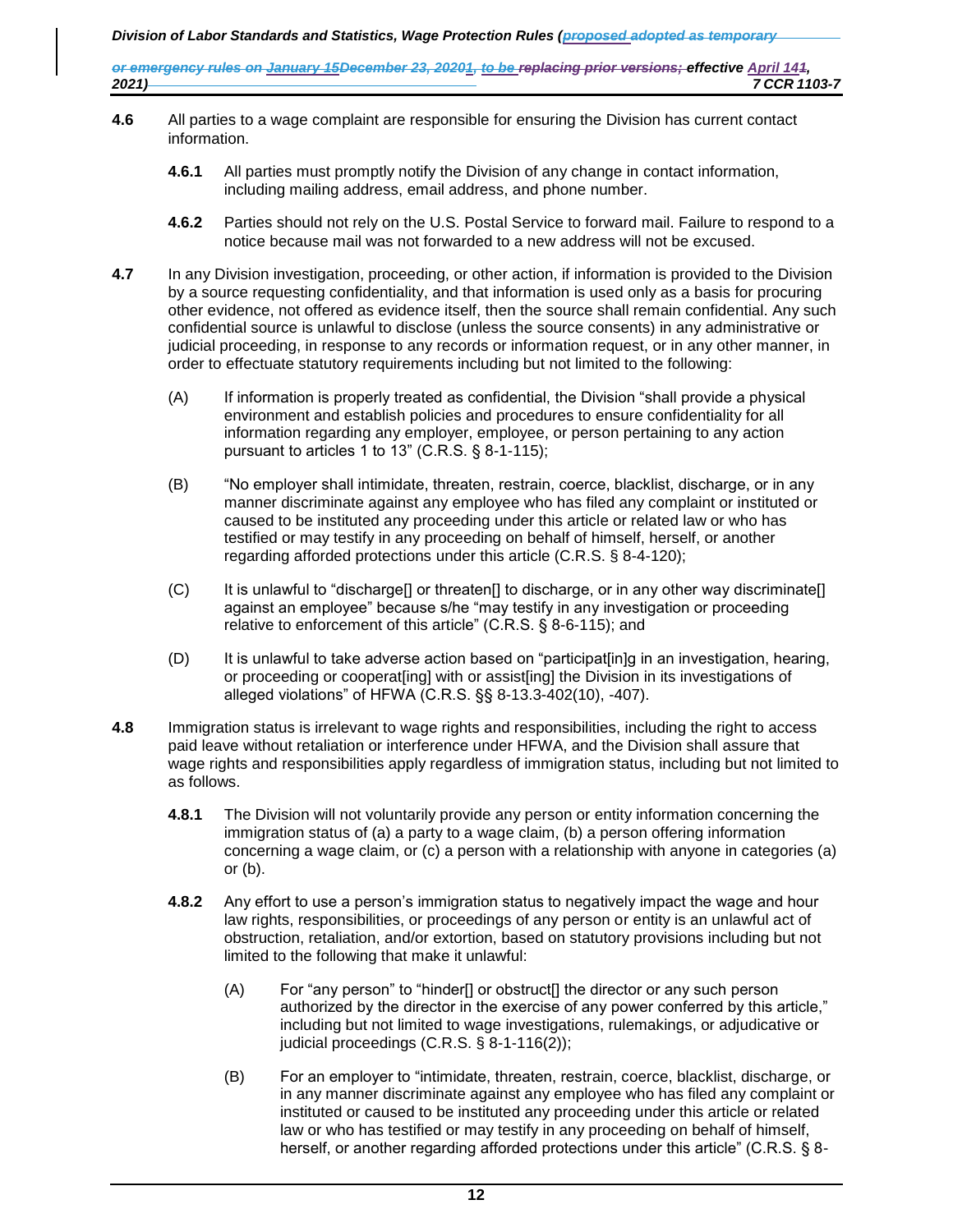**4.6** All parties to a wage complaint are responsible for ensuring the Division has current contact information.

**4.6.1** All parties must promptly notify the Division of any change in contact information, including mailing address, email address, and phone number.

**4.6.2** Parties should not rely on the U.S. Postal Service to forward mail. Failure to respond to a notice because mail was not forwarded to a new address will not be excused.

**4.7** In any Division investigation, proceeding, or other action, if information is provided to the Division by a source requesting confidentiality, and that information is used only as a basis for procuring other evidence, not offered as evidence itself, then the source shall remain confidential. Any such confidential source is unlawful to disclose (unless the source consents) in any administrative or judicial proceeding, in response to any records or information request, or in any other manner, in order to effectuate statutory requirements including but not limited to the following:

(A) If information is properly treated as confidential, the Division "shall provide a physical environment and establish policies and procedures to ensure confidentiality for all information regarding any employer, employee, or person pertaining to any action pursuant to articles 1 to 13" (C.R.S. § 8-1-115);

(B) "No employer shall intimidate, threaten, restrain, coerce, blacklist, discharge, or in any manner discriminate against any employee who has filed any complaint or instituted or caused to be instituted any proceeding under this article or related law or who has testified or may testify in any proceeding on behalf of himself, herself, or another regarding afforded protections under this article (C.R.S. § 8-4-120);

(C) It is unlawful to "discharge[] or threaten[] to discharge, or in any other way discriminate[] against an employee" because s/he "may testify in any investigation or proceeding relative to enforcement of this article" (C.R.S. § 8-6-115); and

(D) It is unlawful to take adverse action based on "participat[in]g in an investigation, hearing, or proceeding or cooperat[ing] with or assist[ing] the Division in its investigations of alleged violations" of HFWA (C.R.S. §§ 8-13.3-402(10), -407).

**4.8** Immigration status is irrelevant to wage rights and responsibilities, including the right to access paid leave without retaliation or interference under HFWA, and the Division shall assure that wage rights and responsibilities apply regardless of immigration status, including but not limited to as follows.

**4.8.1** The Division will not voluntarily provide any person or entity information concerning the immigration status of (a) a party to a wage claim, (b) a person offering information concerning a wage claim, or (c) a person with a relationship with anyone in categories (a) or (b).

**4.8.2** Any effort to use a person's immigration status to negatively impact the wage and hour law rights, responsibilities, or proceedings of any person or entity is an unlawful act of obstruction, retaliation, and/or extortion, based on statutory provisions including but not limited to the following that make it unlawful:

(A) For "any person" to "hinder[] or obstruct[] the director or any such person authorized by the director in the exercise of any power conferred by this article," including but not limited to wage investigations, rulemakings, or adjudicative or judicial proceedings (C.R.S. § 8-1-116(2));

(B) For an employer to "intimidate, threaten, restrain, coerce, blacklist, discharge, or in any manner discriminate against any employee who has filed any complaint or instituted or caused to be instituted any proceeding under this article or related law or who has testified or may testify in any proceeding on behalf of himself, herself, or another regarding afforded protections under this article" (C.R.S. § 8-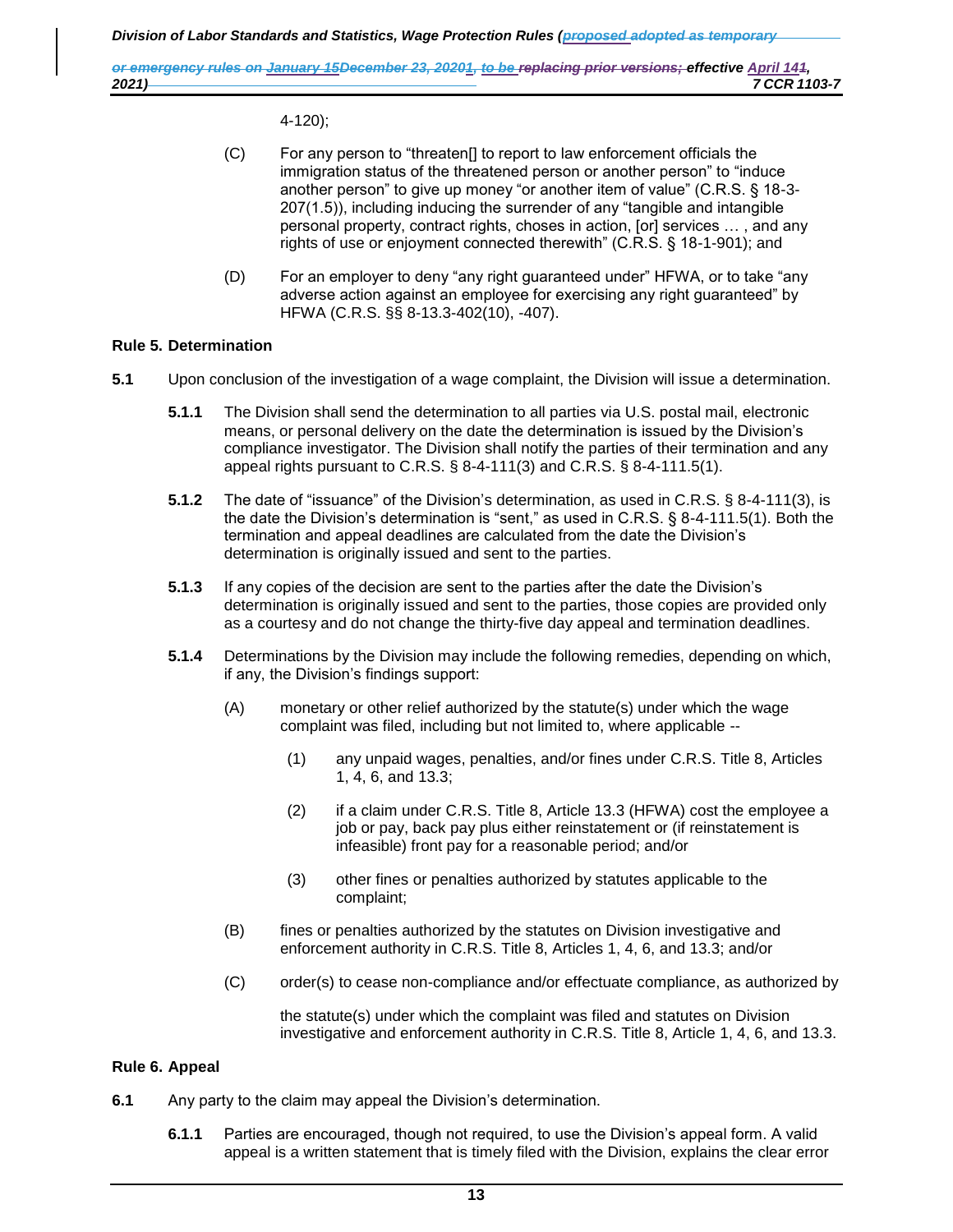4-120);

(C) For any person to "threaten[] to report to law enforcement officials the immigration status of the threatened person or another person" to "induce another person" to give up money "or another item of value" (C.R.S. § 18-3-207(1.5)), including inducing the surrender of any "tangible and intangible personal property, contract rights, choses in action, [or] services … , and any rights of use or enjoyment connected therewith" (C.R.S. § 18-1-901); and

(D) For an employer to deny "any right guaranteed under" HFWA, or to take "any adverse action against an employee for exercising any right guaranteed" by HFWA (C.R.S. §§ 8-13.3-402(10), -407).

### Rule 5. Determination

**5.1** Upon conclusion of the investigation of a wage complaint, the Division will issue a determination.

**5.1.1** The Division shall send the determination to all parties via U.S. postal mail, electronic means, or personal delivery on the date the determination is issued by the Division's compliance investigator. The Division shall notify the parties of their termination and any appeal rights pursuant to C.R.S. § 8-4-111(3) and C.R.S. § 8-4-111.5(1).

**5.1.2** The date of "issuance" of the Division's determination, as used in C.R.S. § 8-4-111(3), is the date the Division's determination is "sent," as used in C.R.S. § 8-4-111.5(1). Both the termination and appeal deadlines are calculated from the date the Division's determination is originally issued and sent to the parties.

**5.1.3** If any copies of the decision are sent to the parties after the date the Division's determination is originally issued and sent to the parties, those copies are provided only as a courtesy and do not change the thirty-five day appeal and termination deadlines.

**5.1.4** Determinations by the Division may include the following remedies, depending on which, if any, the Division's findings support:

(A) monetary or other relief authorized by the statute(s) under which the wage complaint was filed, including but not limited to, where applicable --

(1) any unpaid wages, penalties, and/or fines under C.R.S. Title 8, Articles 1, 4, 6, and 13.3;

(2) if a claim under C.R.S. Title 8, Article 13.3 (HFWA) cost the employee a job or pay, back pay plus either reinstatement or (if reinstatement is infeasible) front pay for a reasonable period; and/or

(3) other fines or penalties authorized by statutes applicable to the complaint;

(B) fines or penalties authorized by the statutes on Division investigative and enforcement authority in C.R.S. Title 8, Articles 1, 4, 6, and 13.3; and/or

(C) order(s) to cease non-compliance and/or effectuate compliance, as authorized by the statute(s) under which the complaint was filed and statutes on Division investigative and enforcement authority in C.R.S. Title 8, Article 1, 4, 6, and 13.3.

### Rule 6. Appeal

**6.1** Any party to the claim may appeal the Division's determination.

**6.1.1** Parties are encouraged, though not required, to use the Division's appeal form. A valid appeal is a written statement that is timely filed with the Division, explains the clear error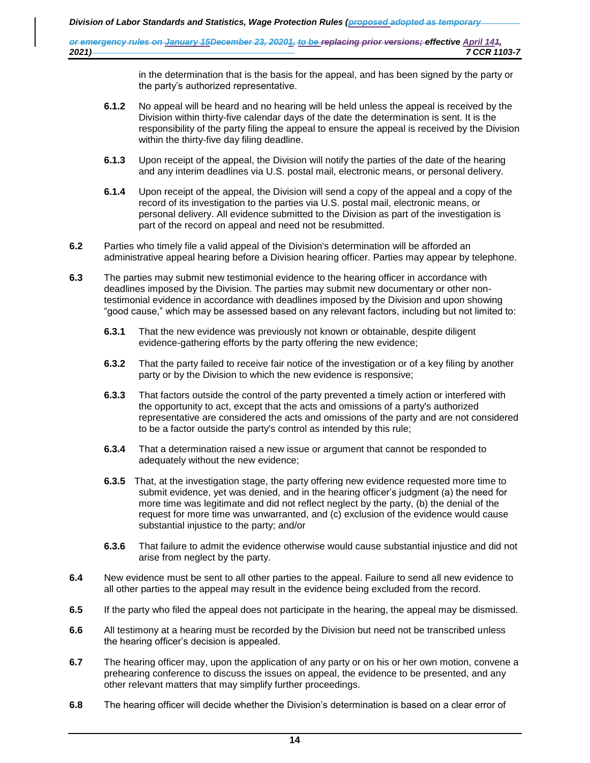in the determination that is the basis for the appeal, and has been signed by the party or the party's authorized representative.

**6.1.2** No appeal will be heard and no hearing will be held unless the appeal is received by the Division within thirty-five calendar days of the date the determination is sent. It is the responsibility of the party filing the appeal to ensure the appeal is received by the Division within the thirty-five day filing deadline.

**6.1.3** Upon receipt of the appeal, the Division will notify the parties of the date of the hearing and any interim deadlines via U.S. postal mail, electronic means, or personal delivery.

**6.1.4** Upon receipt of the appeal, the Division will send a copy of the appeal and a copy of the record of its investigation to the parties via U.S. postal mail, electronic means, or personal delivery. All evidence submitted to the Division as part of the investigation is part of the record on appeal and need not be resubmitted.

**6.2** Parties who timely file a valid appeal of the Division's determination will be afforded an administrative appeal hearing before a Division hearing officer. Parties may appear by telephone.

**6.3** The parties may submit new testimonial evidence to the hearing officer in accordance with deadlines imposed by the Division. The parties may submit new documentary or other non-testimonial evidence in accordance with deadlines imposed by the Division and upon showing "good cause," which may be assessed based on any relevant factors, including but not limited to:

**6.3.1** That the new evidence was previously not known or obtainable, despite diligent evidence-gathering efforts by the party offering the new evidence;

**6.3.2** That the party failed to receive fair notice of the investigation or of a key filing by another party or by the Division to which the new evidence is responsive;

**6.3.3** That factors outside the control of the party prevented a timely action or interfered with the opportunity to act, except that the acts and omissions of a party's authorized representative are considered the acts and omissions of the party and are not considered to be a factor outside the party's control as intended by this rule;

**6.3.4** That a determination raised a new issue or argument that cannot be responded to adequately without the new evidence;

**6.3.5** That, at the investigation stage, the party offering new evidence requested more time to submit evidence, yet was denied, and in the hearing officer's judgment (a) the need for more time was legitimate and did not reflect neglect by the party, (b) the denial of the request for more time was unwarranted, and (c) exclusion of the evidence would cause substantial injustice to the party; and/or

**6.3.6** That failure to admit the evidence otherwise would cause substantial injustice and did not arise from neglect by the party.

**6.4** New evidence must be sent to all other parties to the appeal. Failure to send all new evidence to all other parties to the appeal may result in the evidence being excluded from the record.

**6.5** If the party who filed the appeal does not participate in the hearing, the appeal may be dismissed.

**6.6** All testimony at a hearing must be recorded by the Division but need not be transcribed unless the hearing officer's decision is appealed.

**6.7** The hearing officer may, upon the application of any party or on his or her own motion, convene a prehearing conference to discuss the issues on appeal, the evidence to be presented, and any other relevant matters that may simplify further proceedings.

**6.8** The hearing officer will decide whether the Division's determination is based on a clear error of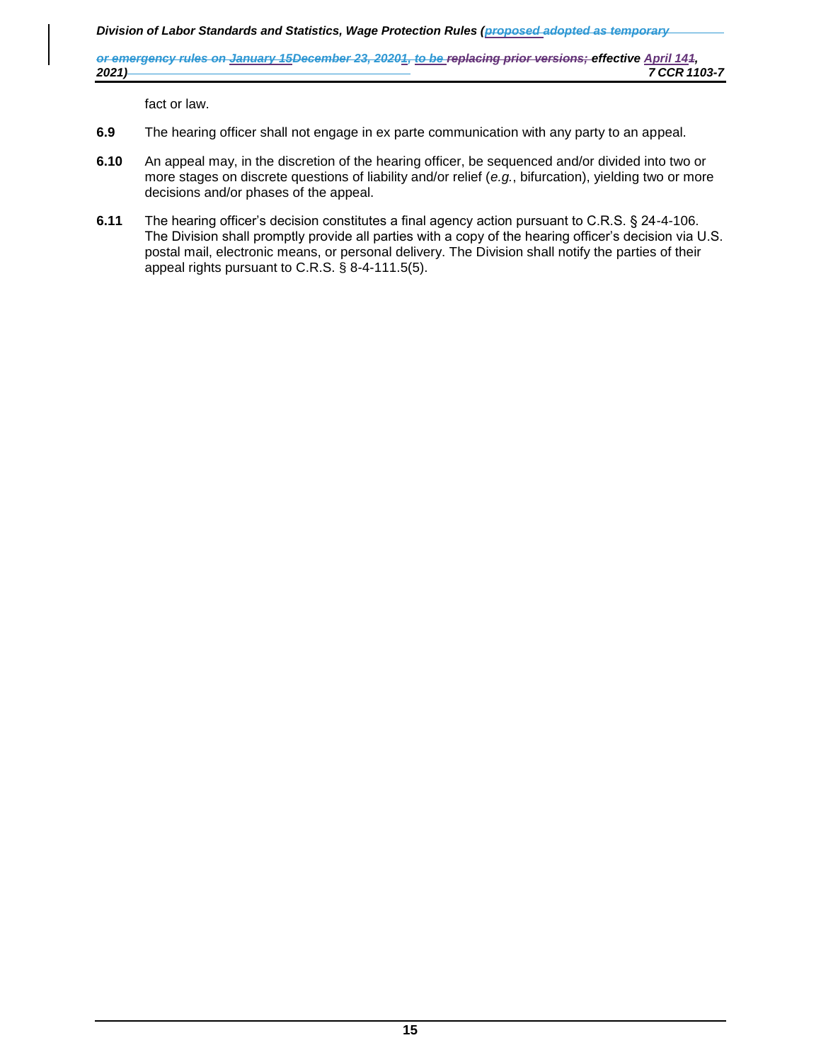fact or law.

**6.9** The hearing officer shall not engage in ex parte communication with any party to an appeal.

**6.10** An appeal may, in the discretion of the hearing officer, be sequenced and/or divided into two or more stages on discrete questions of liability and/or relief (*e.g.*, bifurcation), yielding two or more decisions and/or phases of the appeal.

**6.11** The hearing officer's decision constitutes a final agency action pursuant to C.R.S. § 24-4-106. The Division shall promptly provide all parties with a copy of the hearing officer's decision via U.S. postal mail, electronic means, or personal delivery. The Division shall notify the parties of their appeal rights pursuant to C.R.S. § 8-4-111.5(5).